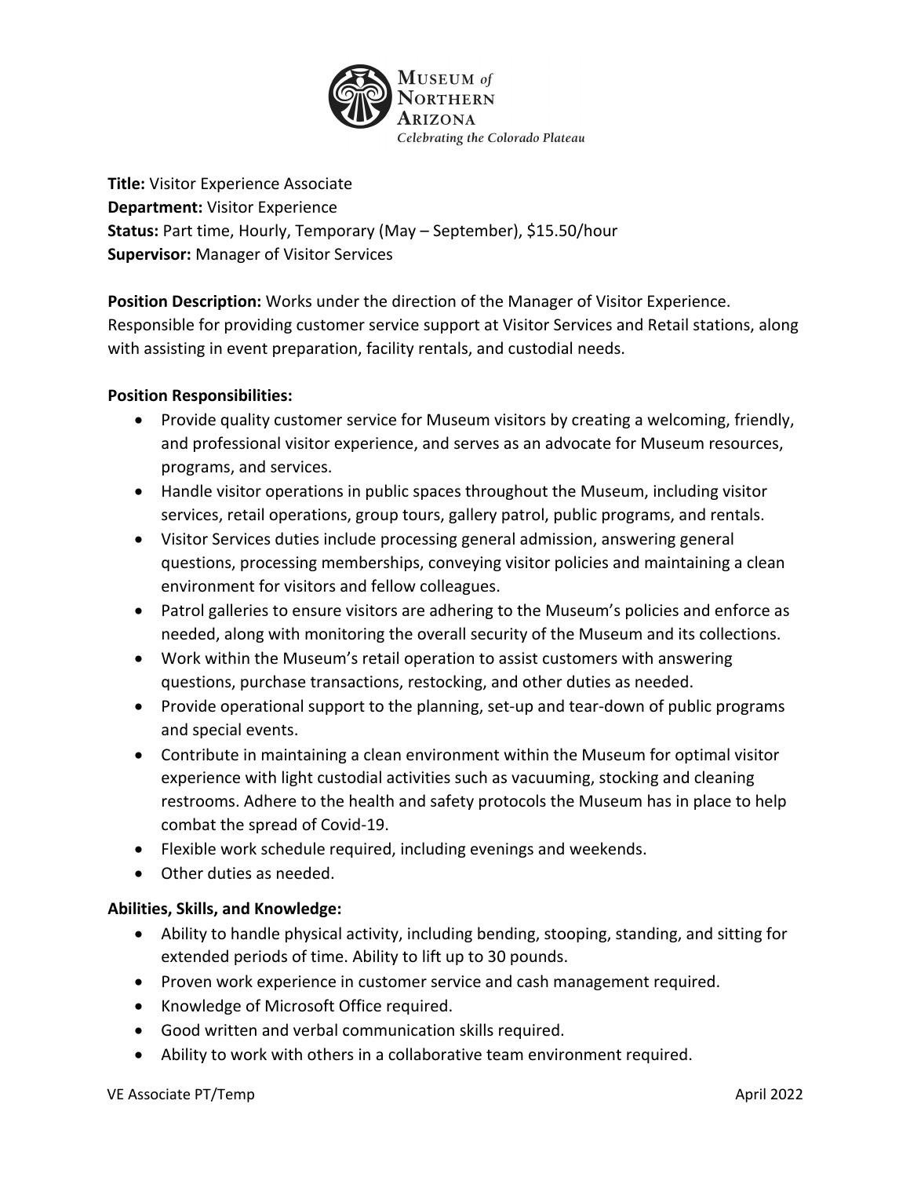Museum of Northern Arizona

*Celebrating the Colorado Plateau*

**Title:** Visitor Experience Associate
**Department:** Visitor Experience
**Status:** Part time, Hourly, Temporary (May – September), $15.50/hour
**Supervisor:** Manager of Visitor Services

**Position Description:** Works under the direction of the Manager of Visitor Experience. Responsible for providing customer service support at Visitor Services and Retail stations, along with assisting in event preparation, facility rentals, and custodial needs.

**Position Responsibilities:**

- Provide quality customer service for Museum visitors by creating a welcoming, friendly, and professional visitor experience, and serves as an advocate for Museum resources, programs, and services.
- Handle visitor operations in public spaces throughout the Museum, including visitor services, retail operations, group tours, gallery patrol, public programs, and rentals.
- Visitor Services duties include processing general admission, answering general questions, processing memberships, conveying visitor policies and maintaining a clean environment for visitors and fellow colleagues.
- Patrol galleries to ensure visitors are adhering to the Museum's policies and enforce as needed, along with monitoring the overall security of the Museum and its collections.
- Work within the Museum's retail operation to assist customers with answering questions, purchase transactions, restocking, and other duties as needed.
- Provide operational support to the planning, set-up and tear-down of public programs and special events.
- Contribute in maintaining a clean environment within the Museum for optimal visitor experience with light custodial activities such as vacuuming, stocking and cleaning restrooms. Adhere to the health and safety protocols the Museum has in place to help combat the spread of Covid-19.
- Flexible work schedule required, including evenings and weekends.
- Other duties as needed.

**Abilities, Skills, and Knowledge:**

- Ability to handle physical activity, including bending, stooping, standing, and sitting for extended periods of time. Ability to lift up to 30 pounds.
- Proven work experience in customer service and cash management required.
- Knowledge of Microsoft Office required.
- Good written and verbal communication skills required.
- Ability to work with others in a collaborative team environment required.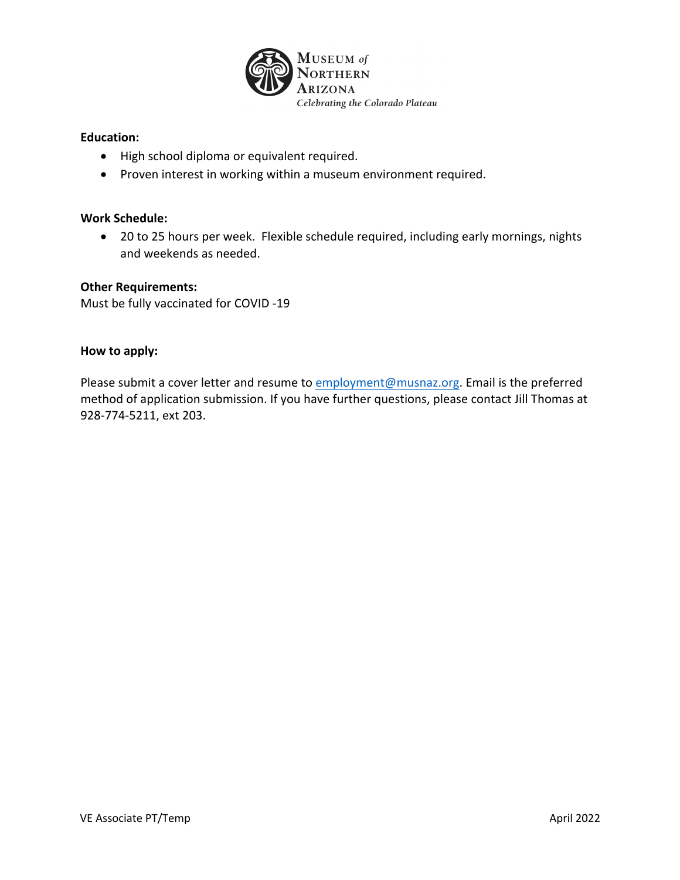**Education:**

- High school diploma or equivalent required.
- Proven interest in working within a museum environment required.

**Work Schedule:**

- 20 to 25 hours per week. Flexible schedule required, including early mornings, nights and weekends as needed.

**Other Requirements:**

Must be fully vaccinated for COVID -19

**How to apply:**

Please submit a cover letter and resume to employment@musnaz.org. Email is the preferred method of application submission. If you have further questions, please contact Jill Thomas at 928-774-5211, ext 203.